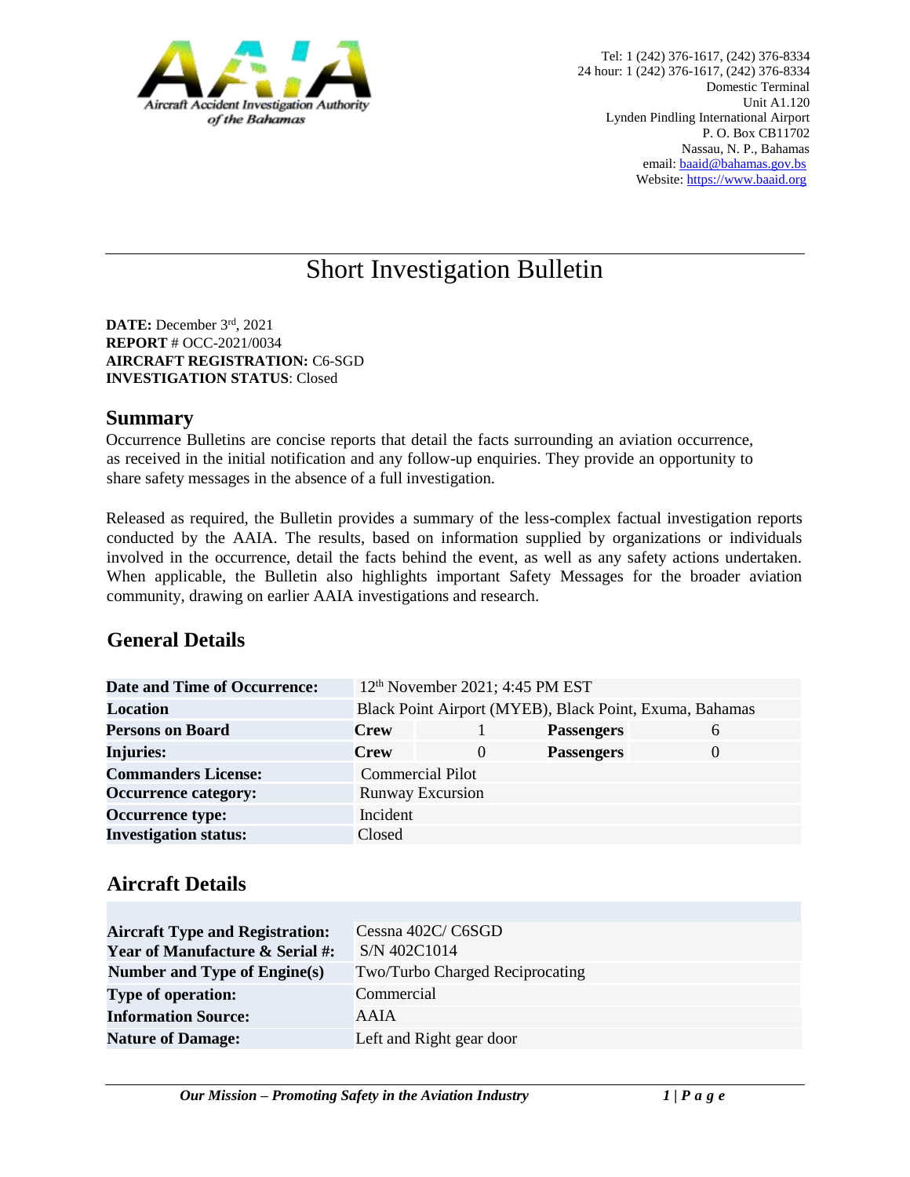Aircraft Accident Investigation Authority of the Bahamas

Tel: 1 (242) 376-1617, (242) 376-8334
24 hour: 1 (242) 376-1617, (242) 376-8334
Domestic Terminal
Unit A1.120
Lynden Pindling International Airport
P. O. Box CB11702
Nassau, N. P., Bahamas
email: baaid@bahamas.gov.bs
Website: https://www.baaid.org

# Short Investigation Bulletin

**DATE:** December 3rd, 2021
**REPORT** # OCC-2021/0034
**AIRCRAFT REGISTRATION:** C6-SGD
**INVESTIGATION STATUS**: Closed

## Summary

Occurrence Bulletins are concise reports that detail the facts surrounding an aviation occurrence, as received in the initial notification and any follow-up enquiries. They provide an opportunity to share safety messages in the absence of a full investigation.

Released as required, the Bulletin provides a summary of the less-complex factual investigation reports conducted by the AAIA. The results, based on information supplied by organizations or individuals involved in the occurrence, detail the facts behind the event, as well as any safety actions undertaken. When applicable, the Bulletin also highlights important Safety Messages for the broader aviation community, drawing on earlier AAIA investigations and research.

## General Details

| | | | | |
|---|---|---|---|---|
| **Date and Time of Occurrence:** | 12th November 2021; 4:45 PM EST | | | |
| **Location** | Black Point Airport (MYEB), Black Point, Exuma, Bahamas | | | |
| **Persons on Board** | **Crew** | 1 | **Passengers** | 6 |
| **Injuries:** | **Crew** | 0 | **Passengers** | 0 |
| **Commanders License:** | Commercial Pilot | | | |
| **Occurrence category:** | Runway Excursion | | | |
| **Occurrence type:** | Incident | | | |
| **Investigation status:** | Closed | | | |

## Aircraft Details

| | |
|---|---|
| **Aircraft Type and Registration:** | Cessna 402C/ C6SGD |
| **Year of Manufacture & Serial #:** | S/N 402C1014 |
| **Number and Type of Engine(s)** | Two/Turbo Charged Reciprocating |
| **Type of operation:** | Commercial |
| **Information Source:** | AAIA |
| **Nature of Damage:** | Left and Right gear door |

*Our Mission – Promoting Safety in the Aviation Industry*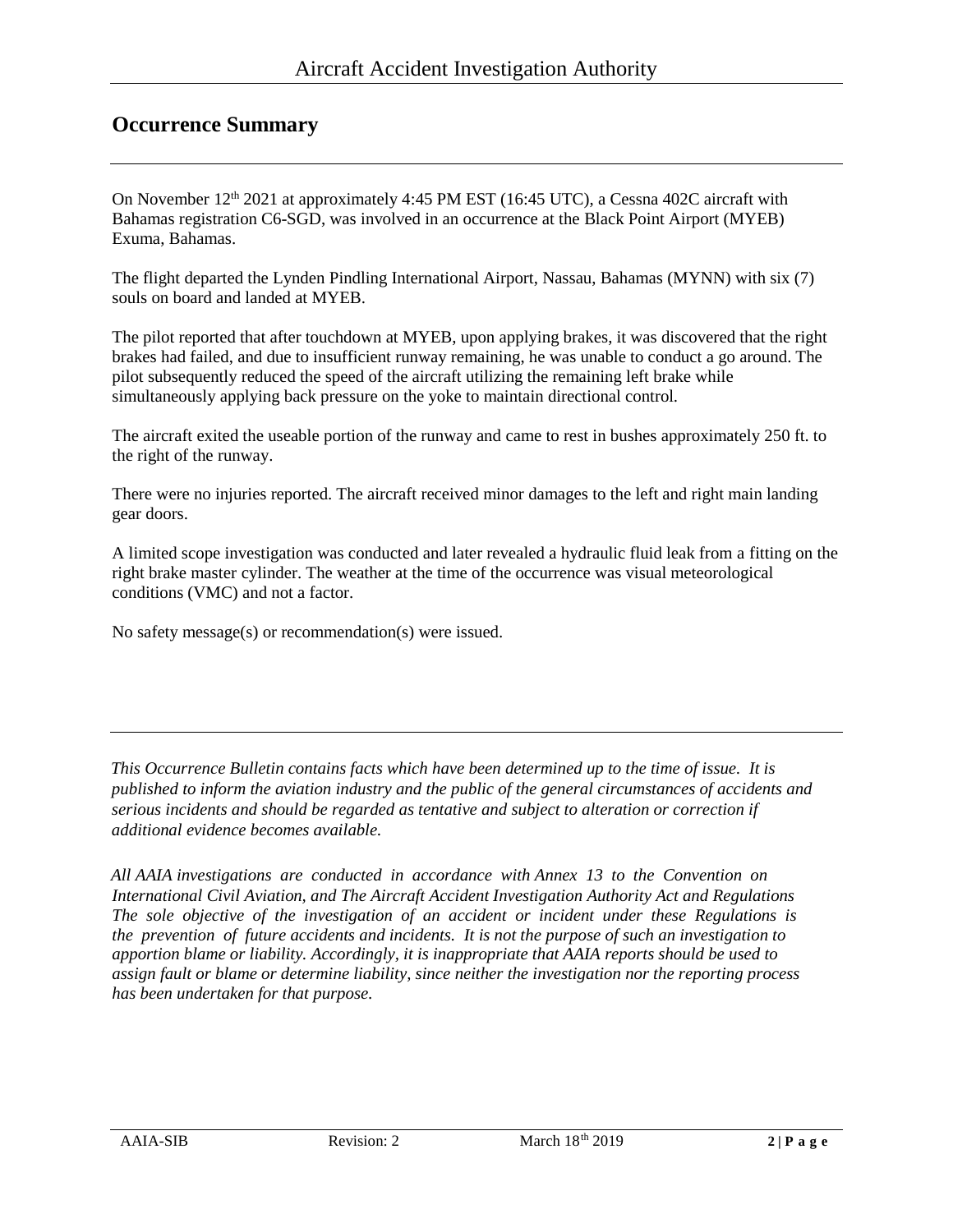## Occurrence Summary

On November 12th 2021 at approximately 4:45 PM EST (16:45 UTC), a Cessna 402C aircraft with Bahamas registration C6-SGD, was involved in an occurrence at the Black Point Airport (MYEB) Exuma, Bahamas.

The flight departed the Lynden Pindling International Airport, Nassau, Bahamas (MYNN) with six (7) souls on board and landed at MYEB.

The pilot reported that after touchdown at MYEB, upon applying brakes, it was discovered that the right brakes had failed, and due to insufficient runway remaining, he was unable to conduct a go around. The pilot subsequently reduced the speed of the aircraft utilizing the remaining left brake while simultaneously applying back pressure on the yoke to maintain directional control.

The aircraft exited the useable portion of the runway and came to rest in bushes approximately 250 ft. to the right of the runway.

There were no injuries reported. The aircraft received minor damages to the left and right main landing gear doors.

A limited scope investigation was conducted and later revealed a hydraulic fluid leak from a fitting on the right brake master cylinder. The weather at the time of the occurrence was visual meteorological conditions (VMC) and not a factor.

No safety message(s) or recommendation(s) were issued.

---

*This Occurrence Bulletin contains facts which have been determined up to the time of issue. It is published to inform the aviation industry and the public of the general circumstances of accidents and serious incidents and should be regarded as tentative and subject to alteration or correction if additional evidence becomes available.*

*All AAIA investigations are conducted in accordance with Annex 13 to the Convention on International Civil Aviation, and The Aircraft Accident Investigation Authority Act and Regulations The sole objective of the investigation of an accident or incident under these Regulations is the prevention of future accidents and incidents. It is not the purpose of such an investigation to apportion blame or liability. Accordingly, it is inappropriate that AAIA reports should be used to assign fault or blame or determine liability, since neither the investigation nor the reporting process has been undertaken for that purpose.*